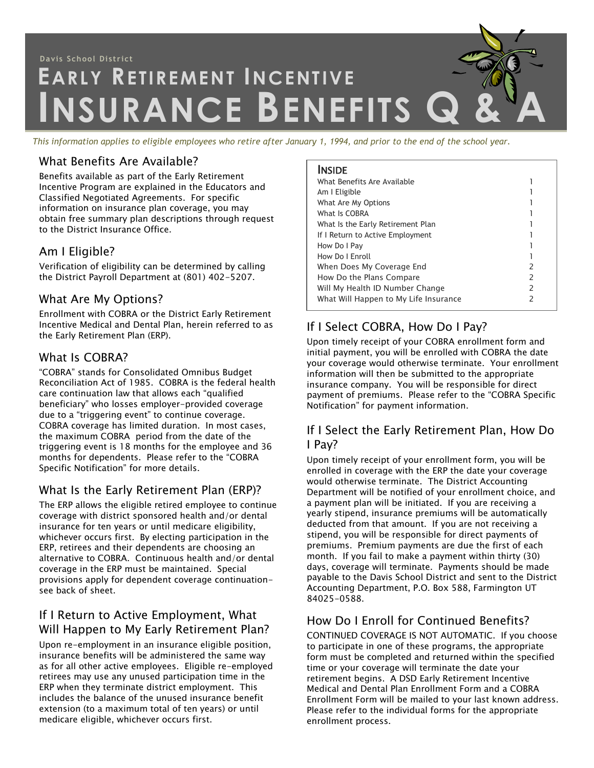Davis School District

# Early Retirement Incentive Insurance Benefits Q & A

*This information applies to eligible employees who retire after January 1, 1994, and prior to the end of the school year.*

## What Benefits Are Available?

Benefits available as part of the Early Retirement Incentive Program are explained in the Educators and Classified Negotiated Agreements. For specific information on insurance plan coverage, you may obtain free summary plan descriptions through request to the District Insurance Office.

## Am I Eligible?

Verification of eligibility can be determined by calling the District Payroll Department at (801) 402-5207.

## What Are My Options?

Enrollment with COBRA or the District Early Retirement Incentive Medical and Dental Plan, herein referred to as the Early Retirement Plan (ERP).

## What Is COBRA?

"COBRA" stands for Consolidated Omnibus Budget Reconciliation Act of 1985. COBRA is the federal health care continuation law that allows each "qualified beneficiary" who losses employer-provided coverage due to a "triggering event" to continue coverage. COBRA coverage has limited duration. In most cases, the maximum COBRA period from the date of the triggering event is 18 months for the employee and 36 months for dependents. Please refer to the "COBRA Specific Notification" for more details.

## What Is the Early Retirement Plan (ERP)?

The ERP allows the eligible retired employee to continue coverage with district sponsored health and/or dental insurance for ten years or until medicare eligibility, whichever occurs first. By electing participation in the ERP, retirees and their dependents are choosing an alternative to COBRA. Continuous health and/or dental coverage in the ERP must be maintained. Special provisions apply for dependent coverage continuation-see back of sheet.

## If I Return to Active Employment, What Will Happen to My Early Retirement Plan?

Upon re-employment in an insurance eligible position, insurance benefits will be administered the same way as for all other active employees. Eligible re-employed retirees may use any unused participation time in the ERP when they terminate district employment. This includes the balance of the unused insurance benefit extension (to a maximum total of ten years) or until medicare eligible, whichever occurs first.

### Inside

| | |
|---|---|
| What Benefits Are Available | 1 |
| Am I Eligible | 1 |
| What Are My Options | 1 |
| What Is COBRA | 1 |
| What Is the Early Retirement Plan | 1 |
| If I Return to Active Employment | 1 |
| How Do I Pay | 1 |
| How Do I Enroll | 1 |
| When Does My Coverage End | 2 |
| How Do the Plans Compare | 2 |
| Will My Health ID Number Change | 2 |
| What Will Happen to My Life Insurance | 2 |

## If I Select COBRA, How Do I Pay?

Upon timely receipt of your COBRA enrollment form and initial payment, you will be enrolled with COBRA the date your coverage would otherwise terminate. Your enrollment information will then be submitted to the appropriate insurance company. You will be responsible for direct payment of premiums. Please refer to the "COBRA Specific Notification" for payment information.

## If I Select the Early Retirement Plan, How Do I Pay?

Upon timely receipt of your enrollment form, you will be enrolled in coverage with the ERP the date your coverage would otherwise terminate. The District Accounting Department will be notified of your enrollment choice, and a payment plan will be initiated. If you are receiving a yearly stipend, insurance premiums will be automatically deducted from that amount. If you are not receiving a stipend, you will be responsible for direct payments of premiums. Premium payments are due the first of each month. If you fail to make a payment within thirty (30) days, coverage will terminate. Payments should be made payable to the Davis School District and sent to the District Accounting Department, P.O. Box 588, Farmington UT 84025-0588.

## How Do I Enroll for Continued Benefits?

CONTINUED COVERAGE IS NOT AUTOMATIC. If you choose to participate in one of these programs, the appropriate form must be completed and returned within the specified time or your coverage will terminate the date your retirement begins. A DSD Early Retirement Incentive Medical and Dental Plan Enrollment Form and a COBRA Enrollment Form will be mailed to your last known address. Please refer to the individual forms for the appropriate enrollment process.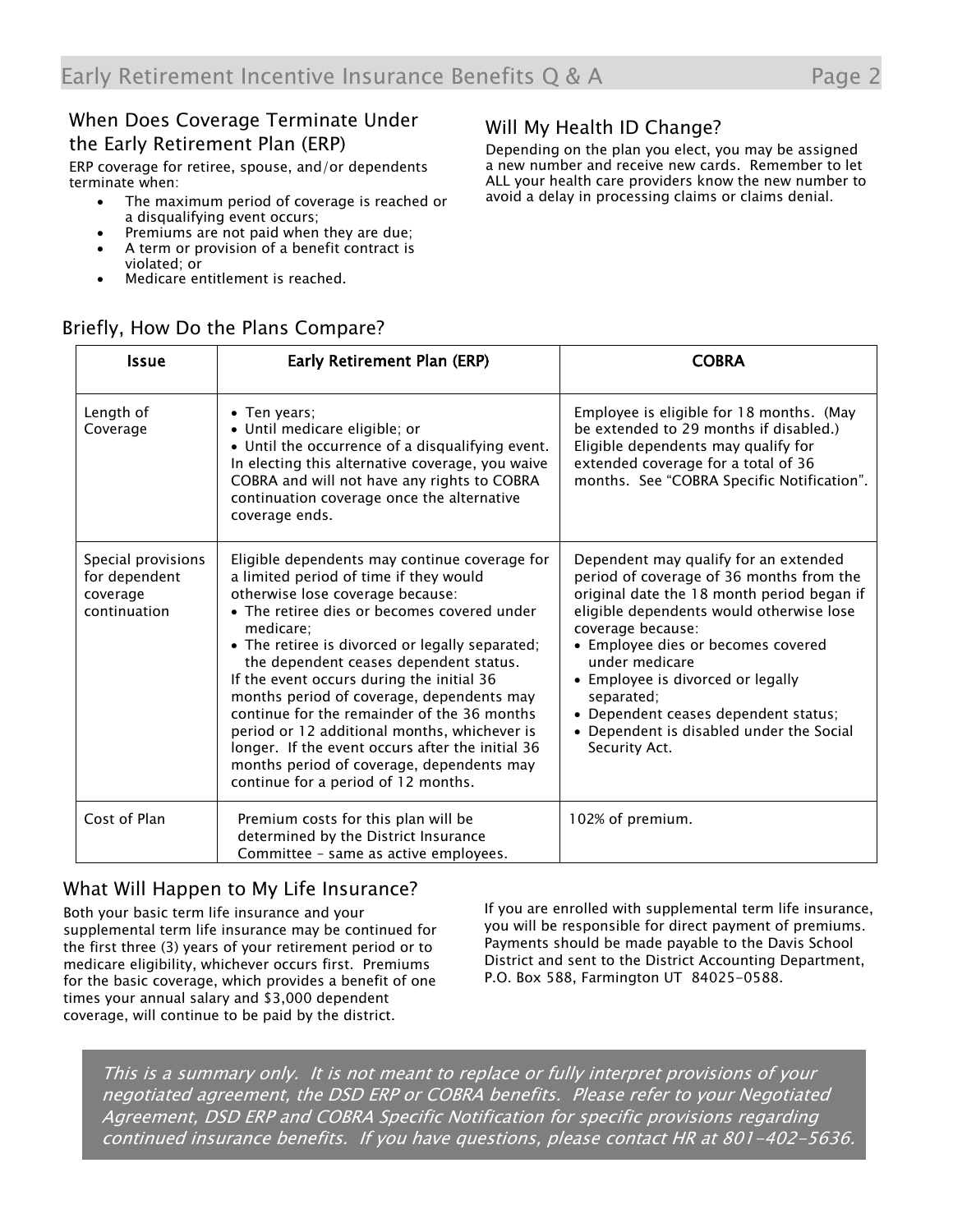## When Does Coverage Terminate Under the Early Retirement Plan (ERP)

ERP coverage for retiree, spouse, and/or dependents terminate when:

- The maximum period of coverage is reached or a disqualifying event occurs;
- Premiums are not paid when they are due;
- A term or provision of a benefit contract is violated; or
- Medicare entitlement is reached.

## Will My Health ID Change?

Depending on the plan you elect, you may be assigned a new number and receive new cards. Remember to let ALL your health care providers know the new number to avoid a delay in processing claims or claims denial.

## Briefly, How Do the Plans Compare?

| Issue | Early Retirement Plan (ERP) | COBRA |
|---|---|---|
| Length of Coverage | • Ten years;<br>• Until medicare eligible; or<br>• Until the occurrence of a disqualifying event.<br>In electing this alternative coverage, you waive COBRA and will not have any rights to COBRA continuation coverage once the alternative coverage ends. | Employee is eligible for 18 months. (May be extended to 29 months if disabled.) Eligible dependents may qualify for extended coverage for a total of 36 months. See "COBRA Specific Notification". |
| Special provisions for dependent coverage continuation | Eligible dependents may continue coverage for a limited period of time if they would otherwise lose coverage because:<br>• The retiree dies or becomes covered under medicare;<br>• The retiree is divorced or legally separated; the dependent ceases dependent status.<br>If the event occurs during the initial 36 months period of coverage, dependents may continue for the remainder of the 36 months period or 12 additional months, whichever is longer. If the event occurs after the initial 36 months period of coverage, dependents may continue for a period of 12 months. | Dependent may qualify for an extended period of coverage of 36 months from the original date the 18 month period began if eligible dependents would otherwise lose coverage because:<br>• Employee dies or becomes covered under medicare<br>• Employee is divorced or legally separated;<br>• Dependent ceases dependent status;<br>• Dependent is disabled under the Social Security Act. |
| Cost of Plan | Premium costs for this plan will be determined by the District Insurance Committee – same as active employees. | 102% of premium. |

## What Will Happen to My Life Insurance?

Both your basic term life insurance and your supplemental term life insurance may be continued for the first three (3) years of your retirement period or to medicare eligibility, whichever occurs first. Premiums for the basic coverage, which provides a benefit of one times your annual salary and $3,000 dependent coverage, will continue to be paid by the district.

If you are enrolled with supplemental term life insurance, you will be responsible for direct payment of premiums. Payments should be made payable to the Davis School District and sent to the District Accounting Department, P.O. Box 588, Farmington UT 84025-0588.

*This is a summary only. It is not meant to replace or fully interpret provisions of your negotiated agreement, the DSD ERP or COBRA benefits. Please refer to your Negotiated Agreement, DSD ERP and COBRA Specific Notification for specific provisions regarding continued insurance benefits. If you have questions, please contact HR at 801-402-5636.*